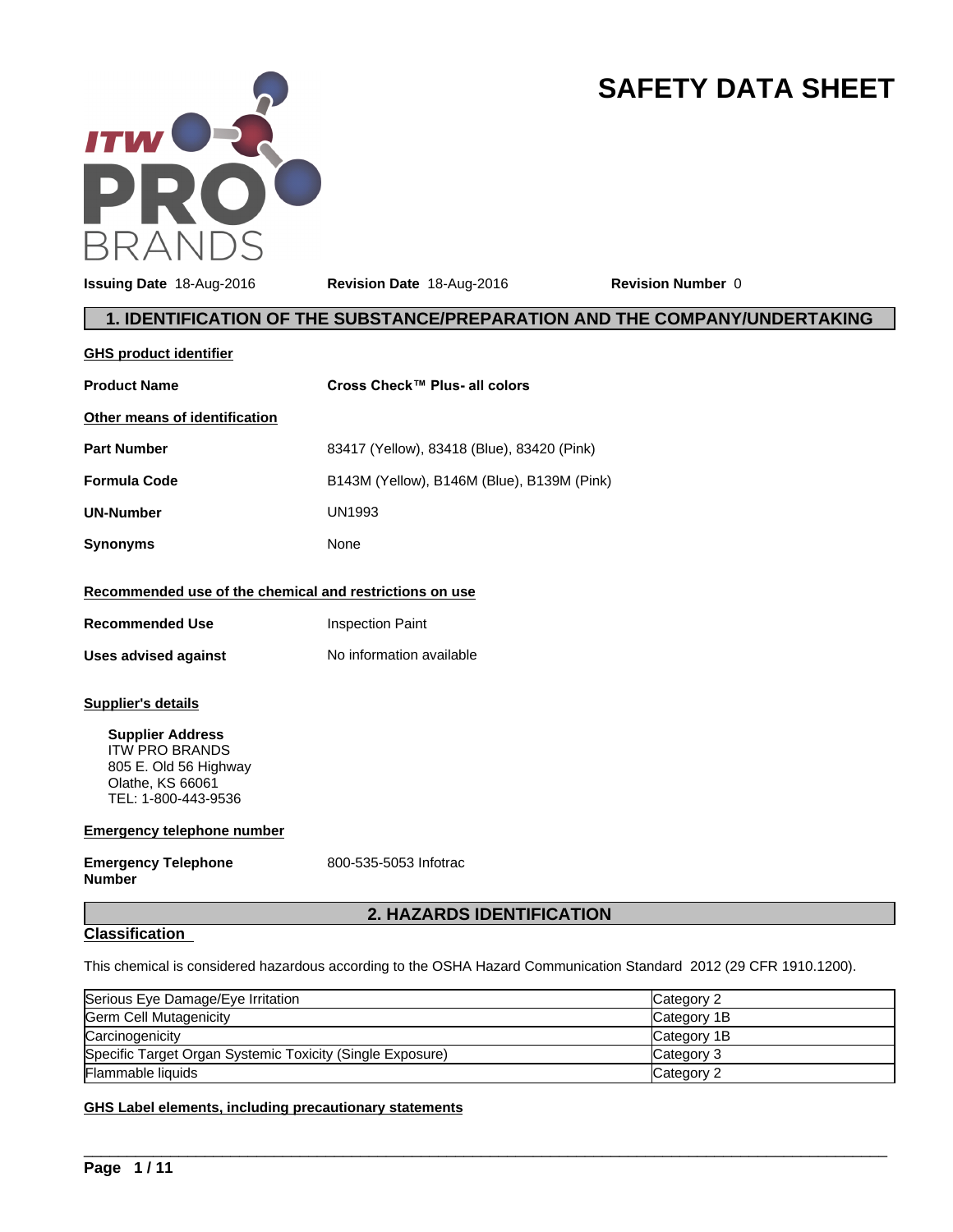# SAFETY DATA SHEET

**Issuing Date** 18-Aug-2016 **Revision Date** 18-Aug-2016 **Revision Number** 0

## 1. IDENTIFICATION OF THE SUBSTANCE/PREPARATION AND THE COMPANY/UNDERTAKING

**GHS product identifier**

**Product Name** **Cross Check™ Plus- all colors**

**Other means of identification**

**Part Number** 83417 (Yellow), 83418 (Blue), 83420 (Pink)

**Formula Code** B143M (Yellow), B146M (Blue), B139M (Pink)

**UN-Number** UN1993

**Synonyms** None

**Recommended use of the chemical and restrictions on use**

**Recommended Use** Inspection Paint

**Uses advised against** No information available

**Supplier's details**

**Supplier Address**
ITW PRO BRANDS
805 E. Old 56 Highway
Olathe, KS 66061
TEL: 1-800-443-9536

**Emergency telephone number**

**Emergency Telephone Number** 800-535-5053 Infotrac

## 2. HAZARDS IDENTIFICATION

**Classification**

This chemical is considered hazardous according to the OSHA Hazard Communication Standard 2012 (29 CFR 1910.1200).

| Hazard | Category |
|---|---|
| Serious Eye Damage/Eye Irritation | Category 2 |
| Germ Cell Mutagenicity | Category 1B |
| Carcinogenicity | Category 1B |
| Specific Target Organ Systemic Toxicity (Single Exposure) | Category 3 |
| Flammable liquids | Category 2 |

**GHS Label elements, including precautionary statements**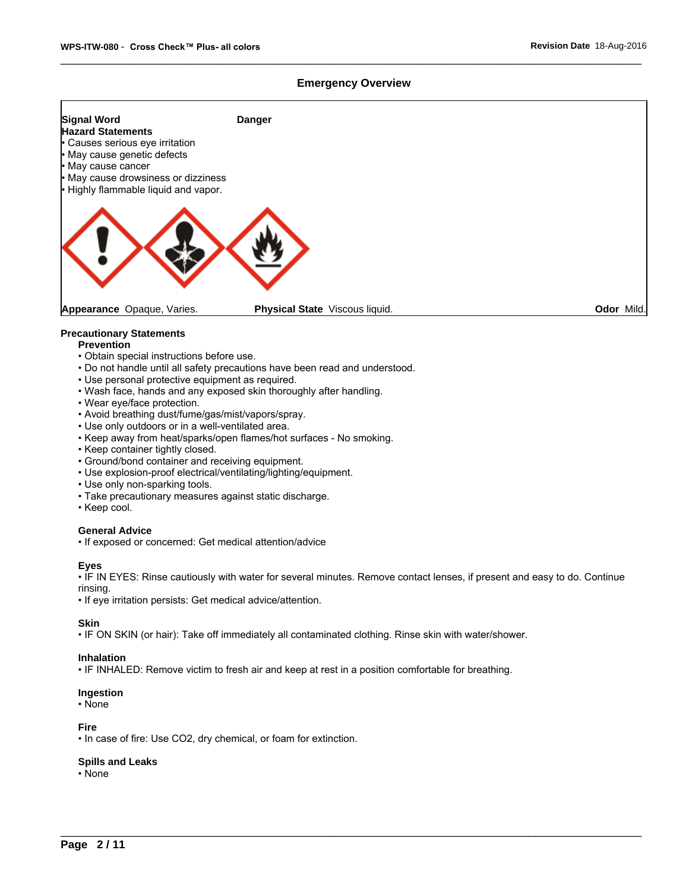## Emergency Overview

**Signal Word** **Danger**

**Hazard Statements**

- Causes serious eye irritation
- May cause genetic defects
- May cause cancer
- May cause drowsiness or dizziness
- Highly flammable liquid and vapor.

**Appearance** Opaque, Varies. **Physical State** Viscous liquid. **Odor** Mild.

### Precautionary Statements

**Prevention**

- Obtain special instructions before use.
- Do not handle until all safety precautions have been read and understood.
- Use personal protective equipment as required.
- Wash face, hands and any exposed skin thoroughly after handling.
- Wear eye/face protection.
- Avoid breathing dust/fume/gas/mist/vapors/spray.
- Use only outdoors or in a well-ventilated area.
- Keep away from heat/sparks/open flames/hot surfaces - No smoking.
- Keep container tightly closed.
- Ground/bond container and receiving equipment.
- Use explosion-proof electrical/ventilating/lighting/equipment.
- Use only non-sparking tools.
- Take precautionary measures against static discharge.
- Keep cool.

**General Advice**

- If exposed or concerned: Get medical attention/advice

**Eyes**

- IF IN EYES: Rinse cautiously with water for several minutes. Remove contact lenses, if present and easy to do. Continue rinsing.
- If eye irritation persists: Get medical advice/attention.

**Skin**

- IF ON SKIN (or hair): Take off immediately all contaminated clothing. Rinse skin with water/shower.

**Inhalation**

- IF INHALED: Remove victim to fresh air and keep at rest in a position comfortable for breathing.

**Ingestion**

- None

**Fire**

- In case of fire: Use $CO_2$, dry chemical, or foam for extinction.

**Spills and Leaks**

- None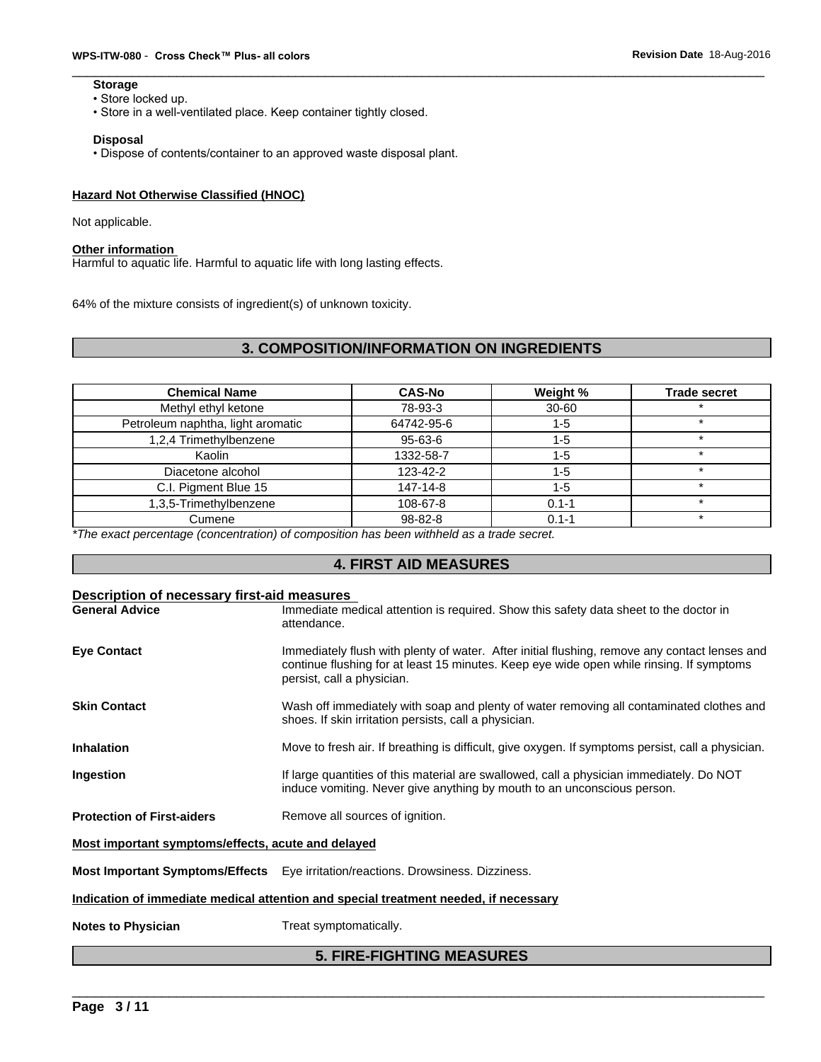**Storage**

- Store locked up.
- Store in a well-ventilated place. Keep container tightly closed.

**Disposal**

- Dispose of contents/container to an approved waste disposal plant.

**Hazard Not Otherwise Classified (HNOC)**

Not applicable.

**Other information**

Harmful to aquatic life. Harmful to aquatic life with long lasting effects.

64% of the mixture consists of ingredient(s) of unknown toxicity.

## 3. COMPOSITION/INFORMATION ON INGREDIENTS

| Chemical Name | CAS-No | Weight % | Trade secret |
|---|---|---|---|
| Methyl ethyl ketone | 78-93-3 | 30-60 | * |
| Petroleum naphtha, light aromatic | 64742-95-6 | 1-5 | * |
| 1,2,4 Trimethylbenzene | 95-63-6 | 1-5 | * |
| Kaolin | 1332-58-7 | 1-5 | * |
| Diacetone alcohol | 123-42-2 | 1-5 | * |
| C.I. Pigment Blue 15 | 147-14-8 | 1-5 | * |
| 1,3,5-Trimethylbenzene | 108-67-8 | 0.1-1 | * |
| Cumene | 98-82-8 | 0.1-1 | * |

*\*The exact percentage (concentration) of composition has been withheld as a trade secret.*

## 4. FIRST AID MEASURES

**Description of necessary first-aid measures**

**General Advice** Immediate medical attention is required. Show this safety data sheet to the doctor in attendance.

**Eye Contact** Immediately flush with plenty of water. After initial flushing, remove any contact lenses and continue flushing for at least 15 minutes. Keep eye wide open while rinsing. If symptoms persist, call a physician.

**Skin Contact** Wash off immediately with soap and plenty of water removing all contaminated clothes and shoes. If skin irritation persists, call a physician.

**Inhalation** Move to fresh air. If breathing is difficult, give oxygen. If symptoms persist, call a physician.

**Ingestion** If large quantities of this material are swallowed, call a physician immediately. Do NOT induce vomiting. Never give anything by mouth to an unconscious person.

**Protection of First-aiders** Remove all sources of ignition.

**Most important symptoms/effects, acute and delayed**

**Most Important Symptoms/Effects** Eye irritation/reactions. Drowsiness. Dizziness.

**Indication of immediate medical attention and special treatment needed, if necessary**

**Notes to Physician** Treat symptomatically.

## 5. FIRE-FIGHTING MEASURES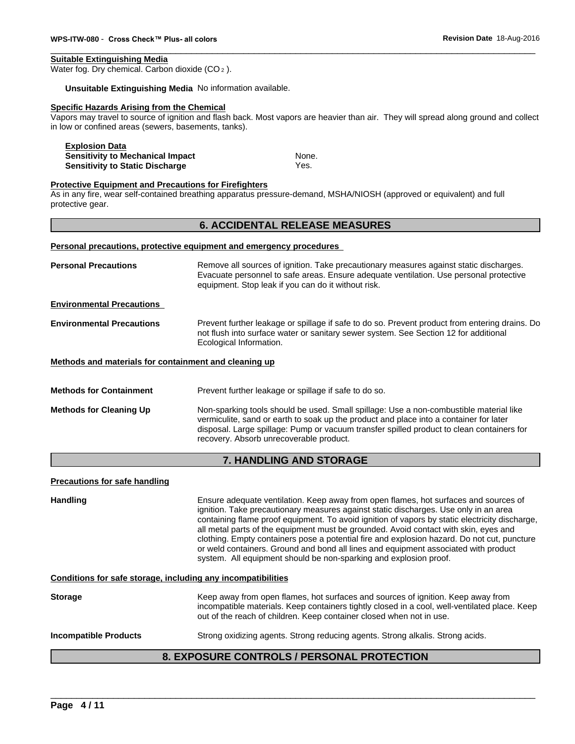**Suitable Extinguishing Media**

Water fog. Dry chemical. Carbon dioxide ($CO_2$).

**Unsuitable Extinguishing Media** No information available.

**Specific Hazards Arising from the Chemical**

Vapors may travel to source of ignition and flash back. Most vapors are heavier than air. They will spread along ground and collect in low or confined areas (sewers, basements, tanks).

**Explosion Data**

| | |
|---|---|
| **Sensitivity to Mechanical Impact** | None. |
| **Sensitivity to Static Discharge** | Yes. |

**Protective Equipment and Precautions for Firefighters**

As in any fire, wear self-contained breathing apparatus pressure-demand, MSHA/NIOSH (approved or equivalent) and full protective gear.

## 6. ACCIDENTAL RELEASE MEASURES

**Personal precautions, protective equipment and emergency procedures**

**Personal Precautions** Remove all sources of ignition. Take precautionary measures against static discharges. Evacuate personnel to safe areas. Ensure adequate ventilation. Use personal protective equipment. Stop leak if you can do it without risk.

**Environmental Precautions**

**Environmental Precautions** Prevent further leakage or spillage if safe to do so. Prevent product from entering drains. Do not flush into surface water or sanitary sewer system. See Section 12 for additional Ecological Information.

**Methods and materials for containment and cleaning up**

**Methods for Containment** Prevent further leakage or spillage if safe to do so.

**Methods for Cleaning Up** Non-sparking tools should be used. Small spillage: Use a non-combustible material like vermiculite, sand or earth to soak up the product and place into a container for later disposal. Large spillage: Pump or vacuum transfer spilled product to clean containers for recovery. Absorb unrecoverable product.

## 7. HANDLING AND STORAGE

**Precautions for safe handling**

**Handling** Ensure adequate ventilation. Keep away from open flames, hot surfaces and sources of ignition. Take precautionary measures against static discharges. Use only in an area containing flame proof equipment. To avoid ignition of vapors by static electricity discharge, all metal parts of the equipment must be grounded. Avoid contact with skin, eyes and clothing. Empty containers pose a potential fire and explosion hazard. Do not cut, puncture or weld containers. Ground and bond all lines and equipment associated with product system. All equipment should be non-sparking and explosion proof.

**Conditions for safe storage, including any incompatibilities**

**Storage** Keep away from open flames, hot surfaces and sources of ignition. Keep away from incompatible materials. Keep containers tightly closed in a cool, well-ventilated place. Keep out of the reach of children. Keep container closed when not in use.

**Incompatible Products** Strong oxidizing agents. Strong reducing agents. Strong alkalis. Strong acids.

## 8. EXPOSURE CONTROLS / PERSONAL PROTECTION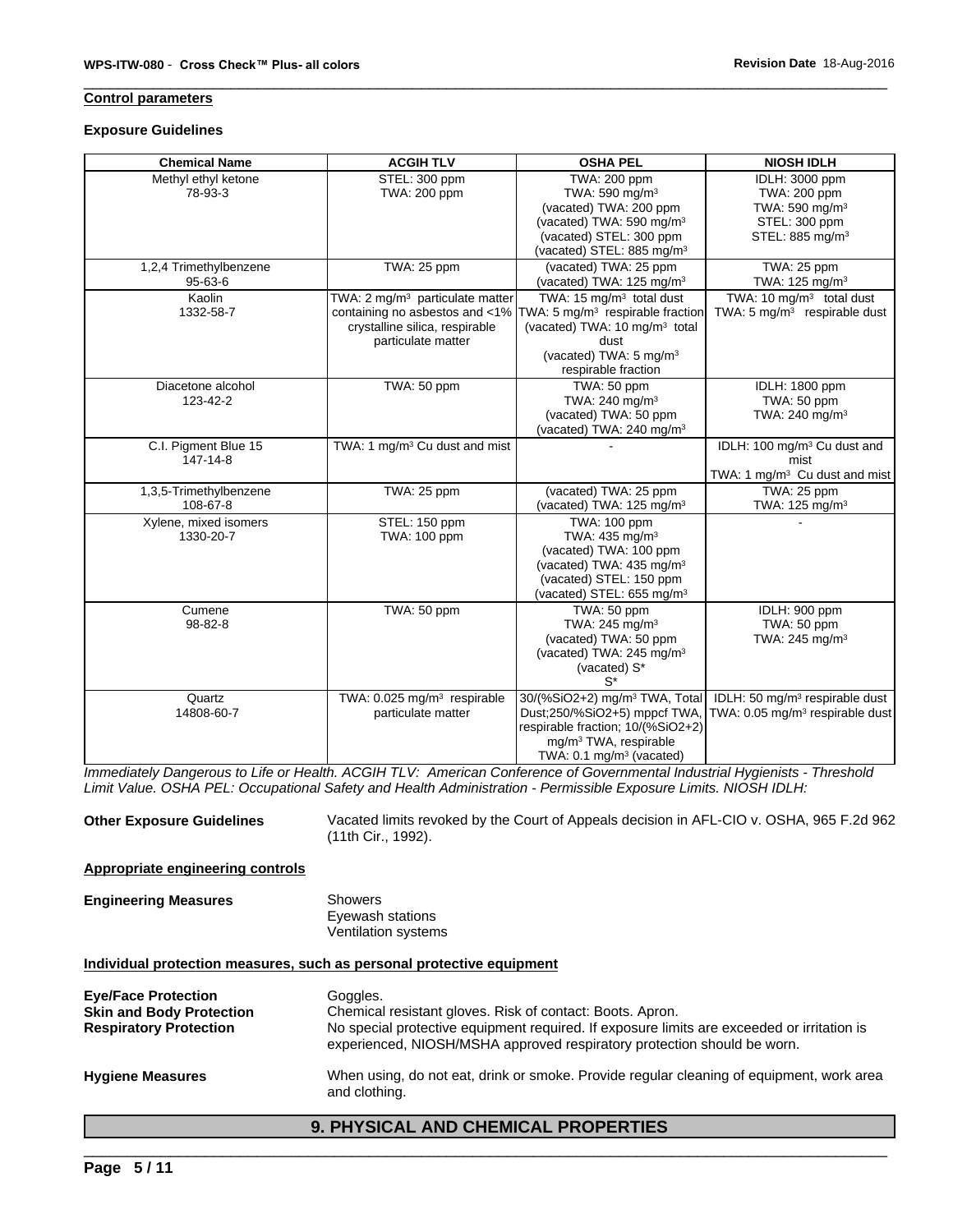**Control parameters**

**Exposure Guidelines**

| Chemical Name | ACGIH TLV | OSHA PEL | NIOSH IDLH |
|---|---|---|---|
| Methyl ethyl ketone 78-93-3 | STEL: 300 ppm TWA: 200 ppm | TWA: 200 ppm TWA: 590 mg/m³ (vacated) TWA: 200 ppm (vacated) TWA: 590 mg/m³ (vacated) STEL: 300 ppm (vacated) STEL: 885 mg/m³ | IDLH: 3000 ppm TWA: 200 ppm TWA: 590 mg/m³ STEL: 300 ppm STEL: 885 mg/m³ |
| 1,2,4 Trimethylbenzene 95-63-6 | TWA: 25 ppm | (vacated) TWA: 25 ppm (vacated) TWA: 125 mg/m³ | TWA: 25 ppm TWA: 125 mg/m³ |
| Kaolin 1332-58-7 | TWA: 2 mg/m³ particulate matter containing no asbestos and <1% crystalline silica, respirable particulate matter | TWA: 15 mg/m³ total dust TWA: 5 mg/m³ respirable fraction (vacated) TWA: 10 mg/m³ total dust (vacated) TWA: 5 mg/m³ respirable fraction | TWA: 10 mg/m³ total dust TWA: 5 mg/m³ respirable dust |
| Diacetone alcohol 123-42-2 | TWA: 50 ppm | TWA: 50 ppm TWA: 240 mg/m³ (vacated) TWA: 50 ppm (vacated) TWA: 240 mg/m³ | IDLH: 1800 ppm TWA: 50 ppm TWA: 240 mg/m³ |
| C.I. Pigment Blue 15 147-14-8 | TWA: 1 mg/m³ Cu dust and mist | - | IDLH: 100 mg/m³ Cu dust and mist TWA: 1 mg/m³ Cu dust and mist |
| 1,3,5-Trimethylbenzene 108-67-8 | TWA: 25 ppm | (vacated) TWA: 25 ppm (vacated) TWA: 125 mg/m³ | TWA: 25 ppm TWA: 125 mg/m³ |
| Xylene, mixed isomers 1330-20-7 | STEL: 150 ppm TWA: 100 ppm | TWA: 100 ppm TWA: 435 mg/m³ (vacated) TWA: 100 ppm (vacated) TWA: 435 mg/m³ (vacated) STEL: 150 ppm (vacated) STEL: 655 mg/m³ | - |
| Cumene 98-82-8 | TWA: 50 ppm | TWA: 50 ppm TWA: 245 mg/m³ (vacated) TWA: 50 ppm (vacated) TWA: 245 mg/m³ (vacated) S* S* | IDLH: 900 ppm TWA: 50 ppm TWA: 245 mg/m³ |
| Quartz 14808-60-7 | TWA: 0.025 mg/m³ respirable particulate matter | 30/(%SiO2+2) mg/m³ TWA, Total Dust;250/%SiO2+5) mppcf TWA, respirable fraction; 10/(%SiO2+2) mg/m³ TWA, respirable TWA: 0.1 mg/m³ (vacated) | IDLH: 50 mg/m³ respirable dust TWA: 0.05 mg/m³ respirable dust |

*Immediately Dangerous to Life or Health. ACGIH TLV: American Conference of Governmental Industrial Hygienists - Threshold Limit Value. OSHA PEL: Occupational Safety and Health Administration - Permissible Exposure Limits. NIOSH IDLH:*

**Other Exposure Guidelines** Vacated limits revoked by the Court of Appeals decision in AFL-CIO v. OSHA, 965 F.2d 962 (11th Cir., 1992).

**Appropriate engineering controls**

**Engineering Measures** Showers
Eyewash stations
Ventilation systems

**Individual protection measures, such as personal protective equipment**

**Eye/Face Protection** Goggles.

**Skin and Body Protection** Chemical resistant gloves. Risk of contact: Boots. Apron.

**Respiratory Protection** No special protective equipment required. If exposure limits are exceeded or irritation is experienced, NIOSH/MSHA approved respiratory protection should be worn.

**Hygiene Measures** When using, do not eat, drink or smoke. Provide regular cleaning of equipment, work area and clothing.

## 9. PHYSICAL AND CHEMICAL PROPERTIES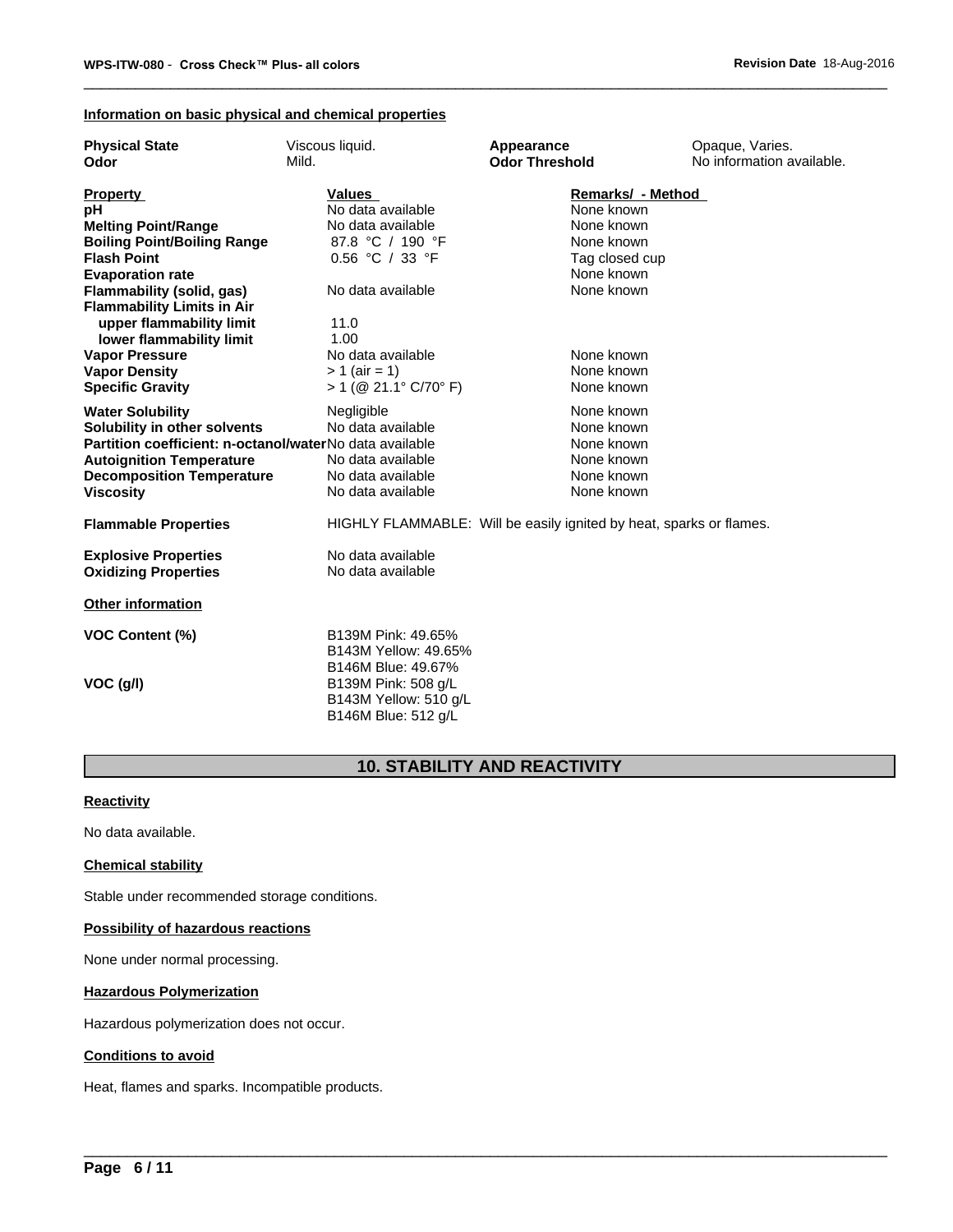**Information on basic physical and chemical properties**

| | | | |
|---|---|---|---|
| **Physical State** | Viscous liquid. | **Appearance** | Opaque, Varies. |
| **Odor** | Mild. | **Odor Threshold** | No information available. |

| **Property** | **Values** | **Remarks/ - Method** |
|---|---|---|
| **pH** | No data available | None known |
| **Melting Point/Range** | No data available | None known |
| **Boiling Point/Boiling Range** | 87.8 °C / 190 °F | None known |
| **Flash Point** | 0.56 °C / 33 °F | Tag closed cup |
| **Evaporation rate** | | None known |
| **Flammability (solid, gas)** | No data available | None known |
| **Flammability Limits in Air** | | |
| **upper flammability limit** | 11.0 | |
| **lower flammability limit** | 1.00 | |
| **Vapor Pressure** | No data available | None known |
| **Vapor Density** | > 1 (air = 1) | None known |
| **Specific Gravity** | > 1 (@ 21.1° C/70° F) | None known |
| **Water Solubility** | Negligible | None known |
| **Solubility in other solvents** | No data available | None known |
| **Partition coefficient: n-octanol/water** | No data available | None known |
| **Autoignition Temperature** | No data available | None known |
| **Decomposition Temperature** | No data available | None known |
| **Viscosity** | No data available | None known |

**Flammable Properties** HIGHLY FLAMMABLE: Will be easily ignited by heat, sparks or flames.

**Explosive Properties** No data available
**Oxidizing Properties** No data available

**Other information**

**VOC Content (%)**
B139M Pink: 49.65%
B143M Yellow: 49.65%
B146M Blue: 49.67%

**VOC (g/l)**
B139M Pink: 508 g/L
B143M Yellow: 510 g/L
B146M Blue: 512 g/L

## 10. STABILITY AND REACTIVITY

**Reactivity**

No data available.

**Chemical stability**

Stable under recommended storage conditions.

**Possibility of hazardous reactions**

None under normal processing.

**Hazardous Polymerization**

Hazardous polymerization does not occur.

**Conditions to avoid**

Heat, flames and sparks. Incompatible products.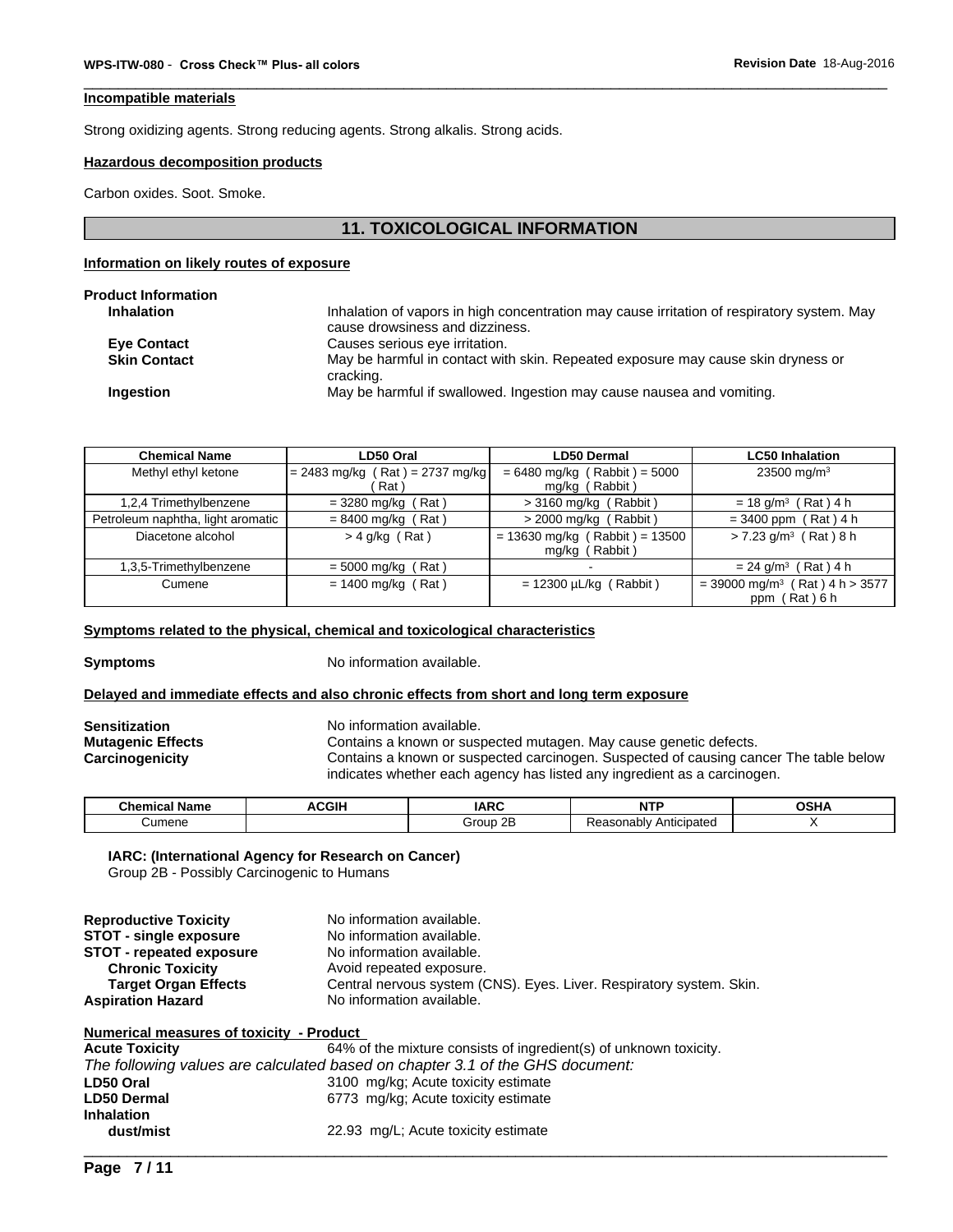#### Incompatible materials

Strong oxidizing agents. Strong reducing agents. Strong alkalis. Strong acids.

#### Hazardous decomposition products

Carbon oxides. Soot. Smoke.

## 11. TOXICOLOGICAL INFORMATION

#### Information on likely routes of exposure

**Product Information**

**Inhalation** Inhalation of vapors in high concentration may cause irritation of respiratory system. May cause drowsiness and dizziness.

**Eye Contact** Causes serious eye irritation.

**Skin Contact** May be harmful in contact with skin. Repeated exposure may cause skin dryness or cracking.

**Ingestion** May be harmful if swallowed. Ingestion may cause nausea and vomiting.

| Chemical Name | LD50 Oral | LD50 Dermal | LC50 Inhalation |
|---|---|---|---|
| Methyl ethyl ketone | = 2483 mg/kg ( Rat ) = 2737 mg/kg ( Rat ) | = 6480 mg/kg ( Rabbit ) = 5000 mg/kg ( Rabbit ) | 23500 mg/m$^3$ |
| 1,2,4 Trimethylbenzene | = 3280 mg/kg ( Rat ) | > 3160 mg/kg ( Rabbit ) | = 18 g/m$^3$ ( Rat ) 4 h |
| Petroleum naphtha, light aromatic | = 8400 mg/kg ( Rat ) | > 2000 mg/kg ( Rabbit ) | = 3400 ppm ( Rat ) 4 h |
| Diacetone alcohol | > 4 g/kg ( Rat ) | = 13630 mg/kg ( Rabbit ) = 13500 mg/kg ( Rabbit ) | > 7.23 g/m$^3$ ( Rat ) 8 h |
| 1,3,5-Trimethylbenzene | = 5000 mg/kg ( Rat ) | - | = 24 g/m$^3$ ( Rat ) 4 h |
| Cumene | = 1400 mg/kg ( Rat ) | = 12300 µL/kg ( Rabbit ) | = 39000 mg/m$^3$ ( Rat ) 4 h > 3577 ppm ( Rat ) 6 h |

#### Symptoms related to the physical, chemical and toxicological characteristics

**Symptoms** No information available.

#### Delayed and immediate effects and also chronic effects from short and long term exposure

**Sensitization** No information available.

**Mutagenic Effects** Contains a known or suspected mutagen. May cause genetic defects.

**Carcinogenicity** Contains a known or suspected carcinogen. Suspected of causing cancer The table below indicates whether each agency has listed any ingredient as a carcinogen.

| Chemical Name | ACGIH | IARC | NTP | OSHA |
|---|---|---|---|---|
| Cumene | | Group 2B | Reasonably Anticipated | X |

**IARC: (International Agency for Research on Cancer)**
Group 2B - Possibly Carcinogenic to Humans

**Reproductive Toxicity** No information available.

**STOT - single exposure** No information available.

**STOT - repeated exposure** No information available.

**Chronic Toxicity** Avoid repeated exposure.

**Target Organ Effects** Central nervous system (CNS). Eyes. Liver. Respiratory system. Skin.

**Aspiration Hazard** No information available.

#### Numerical measures of toxicity - Product

**Acute Toxicity** 64% of the mixture consists of ingredient(s) of unknown toxicity.

*The following values are calculated based on chapter 3.1 of the GHS document:*

**LD50 Oral** 3100 mg/kg; Acute toxicity estimate

**LD50 Dermal** 6773 mg/kg; Acute toxicity estimate

**Inhalation**

**dust/mist** 22.93 mg/L; Acute toxicity estimate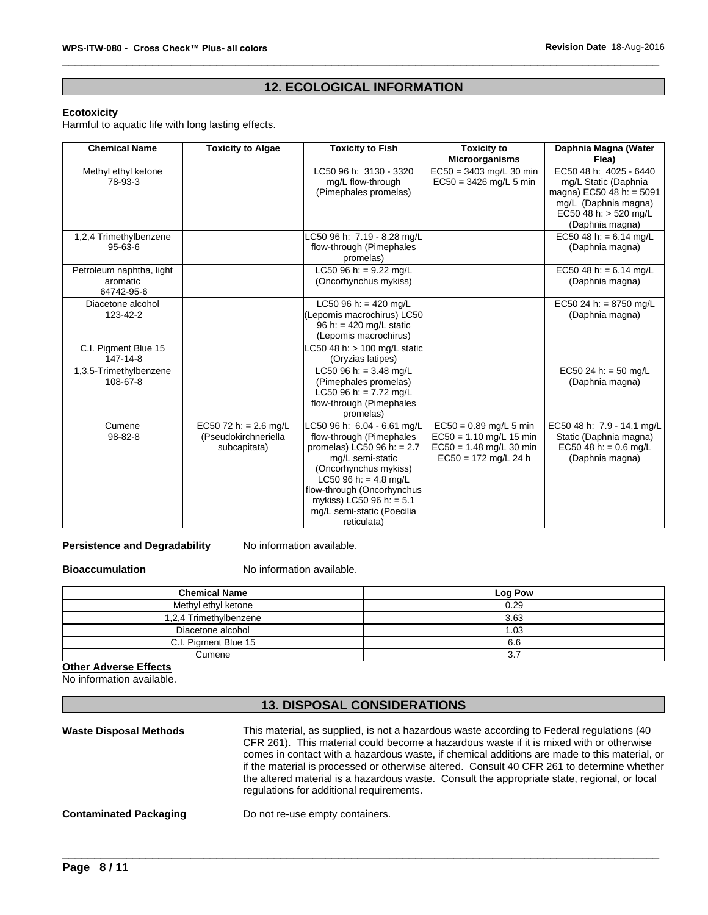## 12. ECOLOGICAL INFORMATION

**Ecotoxicity**

Harmful to aquatic life with long lasting effects.

| Chemical Name | Toxicity to Algae | Toxicity to Fish | Toxicity to Microorganisms | Daphnia Magna (Water Flea) |
|---|---|---|---|---|
| Methyl ethyl ketone 78-93-3 | | LC50 96 h: 3130 - 3320 mg/L flow-through (Pimephales promelas) | EC50 = 3403 mg/L 30 min EC50 = 3426 mg/L 5 min | EC50 48 h: 4025 - 6440 mg/L Static (Daphnia magna) EC50 48 h: = 5091 mg/L (Daphnia magna) EC50 48 h: > 520 mg/L (Daphnia magna) |
| 1,2,4 Trimethylbenzene 95-63-6 | | LC50 96 h: 7.19 - 8.28 mg/L flow-through (Pimephales promelas) | | EC50 48 h: = 6.14 mg/L (Daphnia magna) |
| Petroleum naphtha, light aromatic 64742-95-6 | | LC50 96 h: = 9.22 mg/L (Oncorhynchus mykiss) | | EC50 48 h: = 6.14 mg/L (Daphnia magna) |
| Diacetone alcohol 123-42-2 | | LC50 96 h: = 420 mg/L (Lepomis macrochirus) LC50 96 h: = 420 mg/L static (Lepomis macrochirus) | | EC50 24 h: = 8750 mg/L (Daphnia magna) |
| C.I. Pigment Blue 15 147-14-8 | | LC50 48 h: > 100 mg/L static (Oryzias latipes) | | |
| 1,3,5-Trimethylbenzene 108-67-8 | | LC50 96 h: = 3.48 mg/L (Pimephales promelas) LC50 96 h: = 7.72 mg/L flow-through (Pimephales promelas) | | EC50 24 h: = 50 mg/L (Daphnia magna) |
| Cumene 98-82-8 | EC50 72 h: = 2.6 mg/L (Pseudokirchneriella subcapitata) | LC50 96 h: 6.04 - 6.61 mg/L flow-through (Pimephales promelas) LC50 96 h: = 2.7 mg/L semi-static (Oncorhynchus mykiss) LC50 96 h: = 4.8 mg/L flow-through (Oncorhynchus mykiss) LC50 96 h: = 5.1 mg/L semi-static (Poecilia reticulata) | EC50 = 0.89 mg/L 5 min EC50 = 1.10 mg/L 15 min EC50 = 1.48 mg/L 30 min EC50 = 172 mg/L 24 h | EC50 48 h: 7.9 - 14.1 mg/L Static (Daphnia magna) EC50 48 h: = 0.6 mg/L (Daphnia magna) |

**Persistence and Degradability** No information available.

**Bioaccumulation** No information available.

| Chemical Name | Log Pow |
|---|---|
| Methyl ethyl ketone | 0.29 |
| 1,2,4 Trimethylbenzene | 3.63 |
| Diacetone alcohol | 1.03 |
| C.I. Pigment Blue 15 | 6.6 |
| Cumene | 3.7 |

**Other Adverse Effects**

No information available.

## 13. DISPOSAL CONSIDERATIONS

**Waste Disposal Methods** This material, as supplied, is not a hazardous waste according to Federal regulations (40 CFR 261). This material could become a hazardous waste if it is mixed with or otherwise comes in contact with a hazardous waste, if chemical additions are made to this material, or if the material is processed or otherwise altered. Consult 40 CFR 261 to determine whether the altered material is a hazardous waste. Consult the appropriate state, regional, or local regulations for additional requirements.

**Contaminated Packaging** Do not re-use empty containers.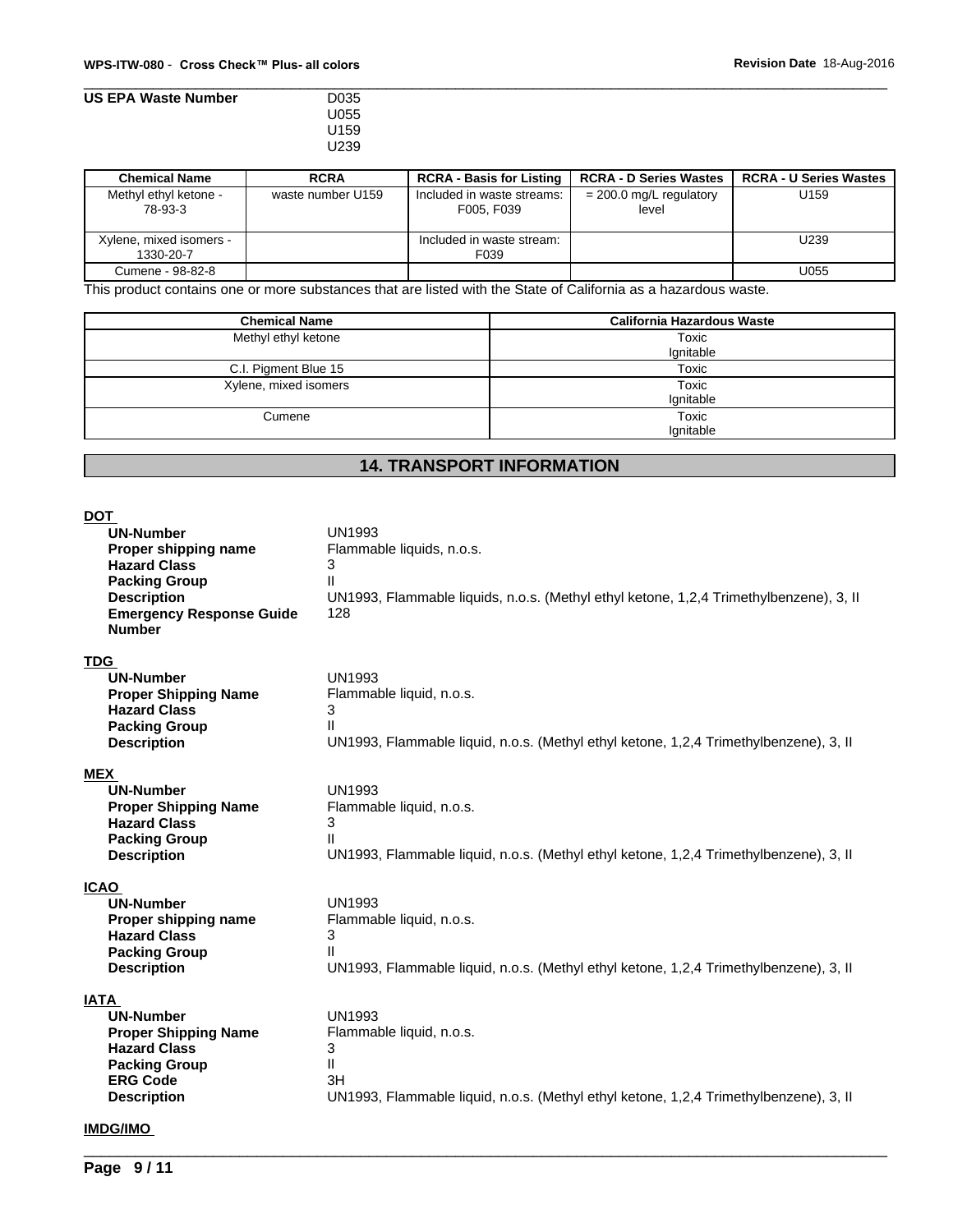**US EPA Waste Number** D035
U055
U159
U239

| Chemical Name | RCRA | RCRA - Basis for Listing | RCRA - D Series Wastes | RCRA - U Series Wastes |
|---|---|---|---|---|
| Methyl ethyl ketone - 78-93-3 | waste number U159 | Included in waste streams: F005, F039 | = 200.0 mg/L regulatory level | U159 |
| Xylene, mixed isomers - 1330-20-7 | | Included in waste stream: F039 | | U239 |
| Cumene - 98-82-8 | | | | U055 |

This product contains one or more substances that are listed with the State of California as a hazardous waste.

| Chemical Name | California Hazardous Waste |
|---|---|
| Methyl ethyl ketone | Toxic<br>Ignitable |
| C.I. Pigment Blue 15 | Toxic |
| Xylene, mixed isomers | Toxic<br>Ignitable |
| Cumene | Toxic<br>Ignitable |

## 14. TRANSPORT INFORMATION

**DOT**

**UN-Number** UN1993
**Proper shipping name** Flammable liquids, n.o.s.
**Hazard Class** 3
**Packing Group** II
**Description** UN1993, Flammable liquids, n.o.s. (Methyl ethyl ketone, 1,2,4 Trimethylbenzene), 3, II
**Emergency Response Guide Number** 128

**TDG**

**UN-Number** UN1993
**Proper Shipping Name** Flammable liquid, n.o.s.
**Hazard Class** 3
**Packing Group** II
**Description** UN1993, Flammable liquid, n.o.s. (Methyl ethyl ketone, 1,2,4 Trimethylbenzene), 3, II

**MEX**

**UN-Number** UN1993
**Proper Shipping Name** Flammable liquid, n.o.s.
**Hazard Class** 3
**Packing Group** II
**Description** UN1993, Flammable liquid, n.o.s. (Methyl ethyl ketone, 1,2,4 Trimethylbenzene), 3, II

**ICAO**

**UN-Number** UN1993
**Proper shipping name** Flammable liquid, n.o.s.
**Hazard Class** 3
**Packing Group** II
**Description** UN1993, Flammable liquid, n.o.s. (Methyl ethyl ketone, 1,2,4 Trimethylbenzene), 3, II

**IATA**

**UN-Number** UN1993
**Proper Shipping Name** Flammable liquid, n.o.s.
**Hazard Class** 3
**Packing Group** II
**ERG Code** 3H
**Description** UN1993, Flammable liquid, n.o.s. (Methyl ethyl ketone, 1,2,4 Trimethylbenzene), 3, II

**IMDG/IMO**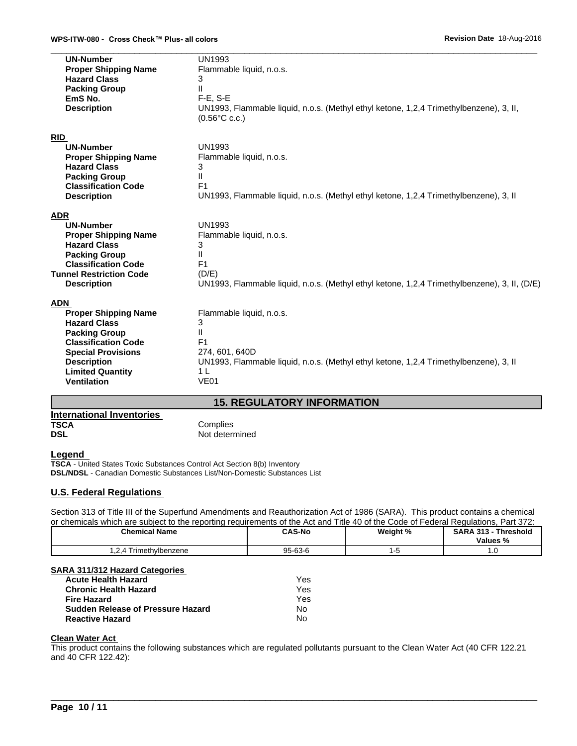| | |
|---|---|
| **UN-Number** | UN1993 |
| **Proper Shipping Name** | Flammable liquid, n.o.s. |
| **Hazard Class** | 3 |
| **Packing Group** | II |
| **EmS No.** | F-E, S-E |
| **Description** | UN1993, Flammable liquid, n.o.s. (Methyl ethyl ketone, 1,2,4 Trimethylbenzene), 3, II, (0.56°C c.c.) |

**RID**

| | |
|---|---|
| **UN-Number** | UN1993 |
| **Proper Shipping Name** | Flammable liquid, n.o.s. |
| **Hazard Class** | 3 |
| **Packing Group** | II |
| **Classification Code** | F1 |
| **Description** | UN1993, Flammable liquid, n.o.s. (Methyl ethyl ketone, 1,2,4 Trimethylbenzene), 3, II |

**ADR**

| | |
|---|---|
| **UN-Number** | UN1993 |
| **Proper Shipping Name** | Flammable liquid, n.o.s. |
| **Hazard Class** | 3 |
| **Packing Group** | II |
| **Classification Code** | F1 |
| **Tunnel Restriction Code** | (D/E) |
| **Description** | UN1993, Flammable liquid, n.o.s. (Methyl ethyl ketone, 1,2,4 Trimethylbenzene), 3, II, (D/E) |

**ADN**

| | |
|---|---|
| **Proper Shipping Name** | Flammable liquid, n.o.s. |
| **Hazard Class** | 3 |
| **Packing Group** | II |
| **Classification Code** | F1 |
| **Special Provisions** | 274, 601, 640D |
| **Description** | UN1993, Flammable liquid, n.o.s. (Methyl ethyl ketone, 1,2,4 Trimethylbenzene), 3, II |
| **Limited Quantity** | 1 L |
| **Ventilation** | VE01 |

## 15. REGULATORY INFORMATION

**International Inventories**

| | |
|---|---|
| **TSCA** | Complies |
| **DSL** | Not determined |

**Legend**

**TSCA** - United States Toxic Substances Control Act Section 8(b) Inventory
**DSL/NDSL** - Canadian Domestic Substances List/Non-Domestic Substances List

**U.S. Federal Regulations**

Section 313 of Title III of the Superfund Amendments and Reauthorization Act of 1986 (SARA). This product contains a chemical or chemicals which are subject to the reporting requirements of the Act and Title 40 of the Code of Federal Regulations, Part 372:

| Chemical Name | CAS-No | Weight % | SARA 313 - Threshold Values % |
|---|---|---|---|
| 1,2,4 Trimethylbenzene | 95-63-6 | 1-5 | 1.0 |

**SARA 311/312 Hazard Categories**

| | |
|---|---|
| **Acute Health Hazard** | Yes |
| **Chronic Health Hazard** | Yes |
| **Fire Hazard** | Yes |
| **Sudden Release of Pressure Hazard** | No |
| **Reactive Hazard** | No |

**Clean Water Act**

This product contains the following substances which are regulated pollutants pursuant to the Clean Water Act (40 CFR 122.21 and 40 CFR 122.42):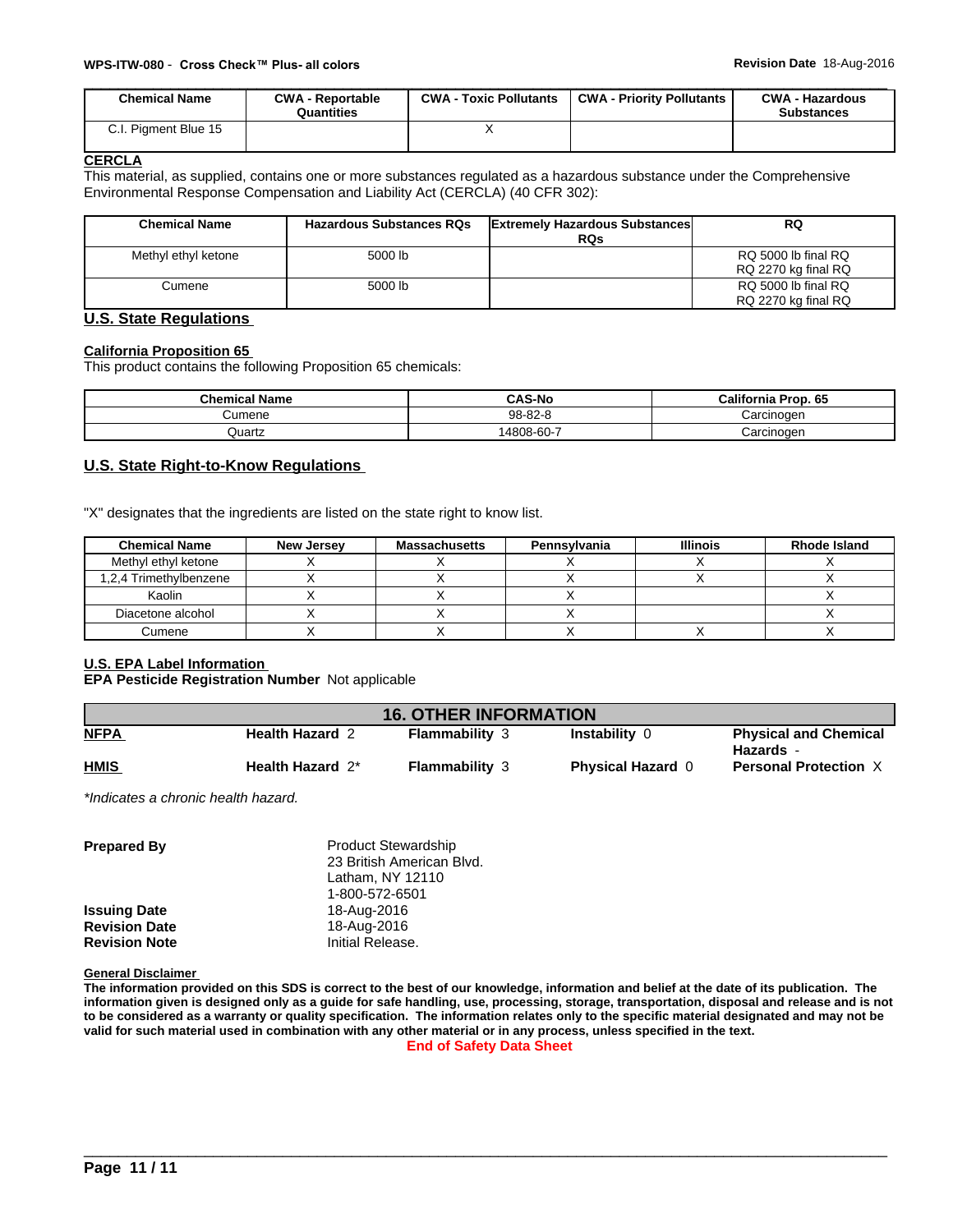| Chemical Name | CWA - Reportable Quantities | CWA - Toxic Pollutants | CWA - Priority Pollutants | CWA - Hazardous Substances |
|---|---|---|---|---|
| C.I. Pigment Blue 15 | | X | | |

**CERCLA**

This material, as supplied, contains one or more substances regulated as a hazardous substance under the Comprehensive Environmental Response Compensation and Liability Act (CERCLA) (40 CFR 302):

| Chemical Name | Hazardous Substances RQs | Extremely Hazardous Substances RQs | RQ |
|---|---|---|---|
| Methyl ethyl ketone | 5000 lb | | RQ 5000 lb final RQ<br>RQ 2270 kg final RQ |
| Cumene | 5000 lb | | RQ 5000 lb final RQ<br>RQ 2270 kg final RQ |

## U.S. State Regulations

**California Proposition 65**

This product contains the following Proposition 65 chemicals:

| Chemical Name | CAS-No | California Prop. 65 |
|---|---|---|
| Cumene | 98-82-8 | Carcinogen |
| Quartz | 14808-60-7 | Carcinogen |

## U.S. State Right-to-Know Regulations

"X" designates that the ingredients are listed on the state right to know list.

| Chemical Name | New Jersey | Massachusetts | Pennsylvania | Illinois | Rhode Island |
|---|---|---|---|---|---|
| Methyl ethyl ketone | X | X | X | X | X |
| 1,2,4 Trimethylbenzene | X | X | X | X | X |
| Kaolin | X | X | X | | X |
| Diacetone alcohol | X | X | X | | X |
| Cumene | X | X | X | X | X |

**U.S. EPA Label Information**

**EPA Pesticide Registration Number** Not applicable

## 16. OTHER INFORMATION

| | | | | |
|---|---|---|---|---|
| **NFPA** | **Health Hazard** 2 | **Flammability** 3 | **Instability** 0 | **Physical and Chemical Hazards** - |
| **HMIS** | **Health Hazard** 2* | **Flammability** 3 | **Physical Hazard** 0 | **Personal Protection** X |

*\*Indicates a chronic health hazard.*

**Prepared By** Product Stewardship
23 British American Blvd.
Latham, NY 12110
1-800-572-6501

**Issuing Date** 18-Aug-2016
**Revision Date** 18-Aug-2016
**Revision Note** Initial Release.

**General Disclaimer**

**The information provided on this SDS is correct to the best of our knowledge, information and belief at the date of its publication. The information given is designed only as a guide for safe handling, use, processing, storage, transportation, disposal and release and is not to be considered as a warranty or quality specification. The information relates only to the specific material designated and may not be valid for such material used in combination with any other material or in any process, unless specified in the text.**

**End of Safety Data Sheet**